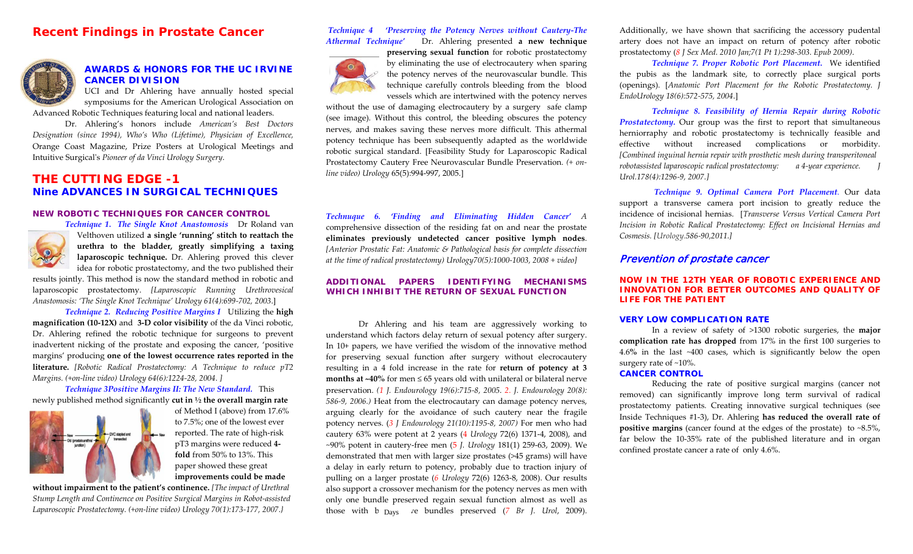# Recent Findings in Prostate Cancer

### AWARDS & HONORS FOR THE UC IRVINE CANCER DIVISION

UCI and Dr Ahlering have annually hosted special symposiums for the American Urological Association on Advanced Robotic Techniques featuring local and national leaders.

Dr. Ahlering's honors include *American's Best Doctors Designation (since 1994), Who's Who (Lifetime), Physician of Excellence,* Orange Coast Magazine, Prize Posters at Urological Meetings and Intuitive Surgical's *Pioneer of da Vinci Urology Surgery.*

## THE CUTTING EDGE -1
## Nine ADVANCES IN SURGICAL TECHNIQUES

### NEW ROBOTIC TECHNIQUES FOR CANCER CONTROL

***Technique 1. The Single Knot Anastomosis*** Dr Roland van Velthoven utilized **a single 'running' stitch to reattach the urethra to the bladder, greatly simplifying a taxing laparoscopic technique.** Dr. Ahlering proved this clever idea for robotic prostatectomy, and the two published their results jointly. This method is now the standard method in robotic and laparoscopic prostatectomy. *[Laparoscopic Running Urethrovesical Anastomosis: 'The Single Knot Technique' Urology 61(4):699-702, 2003.*]

***Technique 2. Reducing Positive Margins I*** Utilizing the **high magnification (10-12X)** and **3-D color visibility** of the da Vinci robotic, Dr. Ahlering refined the robotic technique for surgeons to prevent inadvertent nicking of the prostate and exposing the cancer, 'positive margins' producing **one of the lowest occurrence rates reported in the literature.** *[Robotic Radical Prostatectomy: A Technique to reduce pT2 Margins. (+on-line video) Urology 64(6):1224-28, 2004. ]*

***Technique 3Positive Margins II: The New Standard.*** This newly published method significantly **cut in ½ the overall margin rate** of Method I (above) from 17.6% to 7.5%; one of the lowest ever reported. The rate of high-risk pT3 margins were reduced **4-fold** from 50% to 13%. This paper showed these great **improvements could be made without impairment to the patient's continence.** *[The impact of Urethral Stump Length and Continence on Positive Surgical Margins in Robot-assisted Laparoscopic Prostatectomy. (+on-line video) Urology 70(1):173-177, 2007.}*

***Technique 4 'Preserving the Potency Nerves without Cautery-The Athermal Technique'*** Dr. Ahlering presented **a new technique preserving sexual function** for robotic prostatectomy by eliminating the use of electrocautery when sparing the potency nerves of the neurovascular bundle. This technique carefully controls bleeding from the blood vessels which are intertwined with the potency nerves without the use of damaging electrocautery by a surgery safe clamp (see image). Without this control, the bleeding obscures the potency nerves, and makes saving these nerves more difficult. This athermal potency technique has been subsequently adapted as the worldwide robotic surgical standard. [Feasibility Study for Laparoscopic Radical Prostatectomy Cautery Free Neurovascular Bundle Preservation. *(+ on-line video) Urology* 65(5):994-997, 2005.]

***Technuque 6. 'Finding and Eliminating Hidden Cancer'*** A comprehensive dissection of the residing fat on and near the prostate **eliminates previously undetected cancer positive lymph nodes**. *[Anterior Prostatic Fat: Anatomic & Pathological basis for complete dissection at the time of radical prostatectomy) Urology70(5):1000-1003, 2008 + video]*

### ADDITIONAL PAPERS IDENTIFYING MECHANISMS WHICH INHIBIT THE RETURN OF SEXUAL FUNCTION

Dr Ahlering and his team are aggressively working to understand which factors delay return of sexual potency after surgery. In 10+ papers, we have verified the wisdom of the innovative method for preserving sexual function after surgery without elecrocautery resulting in a 4 fold increase in the rate for **return of potency at 3 months at ~40%** for men ≤ 65 years old with unilateral or bilateral nerve preservation. *(1 J. Endourology 19(6):715-8, 2005. 2. J. Endourology 20(8): 586-9, 2006.)* Heat from the electrocautary can damage potency nerves, arguing clearly for the avoidance of such cautery near the fragile potency nerves. (*3 J Endourology 21(10):1195-8, 2007)* For men who had cautery 63% were potent at 2 years (4 *Urology* 72(6) 1371-4, 2008), and ~90% potent in cautery-free men (5 *J. Urology* 181(1) 259-63, 2009). We demonstrated that men with larger size prostates (>45 grams) will have a delay in early return to potency, probably due to traction injury of pulling on a larger prostate (*6 Urology* 72(6) 1263-8, 2008). Our results also support a crossover mechanism for the potency nerves as men with only one bundle preserved regain sexual function almost as well as those with both bundles preserved (*7 Br J. Urol*, 2009). Additionally, we have shown that sacrificing the accessory pudental artery does not have an impact on return of potency after robotic prostatectomy (*8 J Sex Med. 2010 Jan;7(1 Pt 1):298-303. Epub 2009)*.

***Technique 7. Proper Robotic Port Placement.*** We identified the pubis as the landmark site, to correctly place surgical ports (openings). [*Anatomic Port Placement for the Robotic Prostatectomy. J EndoUrology 18(6):572-575, 2004.*]

***Technique 8. Feasibility of Hernia Repair during Robotic Prostatectomy.*** Our group was the first to report that simultaneous herniorraphy and robotic prostatectomy is technically feasible and effective without increased complications or morbidity. *[Combined inguinal hernia repair with prosthetic mesh during transperitoneal robotassisted laparoscopic radical prostatectomy: a 4-year experience. J Urol.178(4):1296-9, 2007.]*

***Technique 9. Optimal Camera Port Placement.*** Our data support a transverse camera port incision to greatly reduce the incidence of incisional hernias. [*Transverse Versus Vertical Camera Port Incision in Robotic Radical Prostatectomy: Effect on Incisional Hernias and Cosmesis. [Urology.586-90,2011.]*

## *Prevention of prostate cancer*

### NOW IN THE 12TH YEAR OF ROBOTIC EXPERIENCE AND INNOVATION FOR BETTER OUTCOMES AND QUALITY OF LIFE FOR THE PATIENT

### VERY LOW COMPLICATION RATE

In a review of safety of >1300 robotic surgeries, the **major complication rate has dropped** from 17% in the first 100 surgeries to 4.6% in the last ~400 cases, which is significantly below the open surgery rate of ~10%.

### CANCER CONTROL

Reducing the rate of positive surgical margins (cancer not removed) can significantly improve long term survival of radical prostatectomy patients. Creating innovative surgical techniques (see Inside Techniques #1-3), Dr. Ahlering **has reduced the overall rate of positive margins** (cancer found at the edges of the prostate) to ~8.5%, far below the 10-35% rate of the published literature and in organ confined prostate cancer a rate of only 4.6%.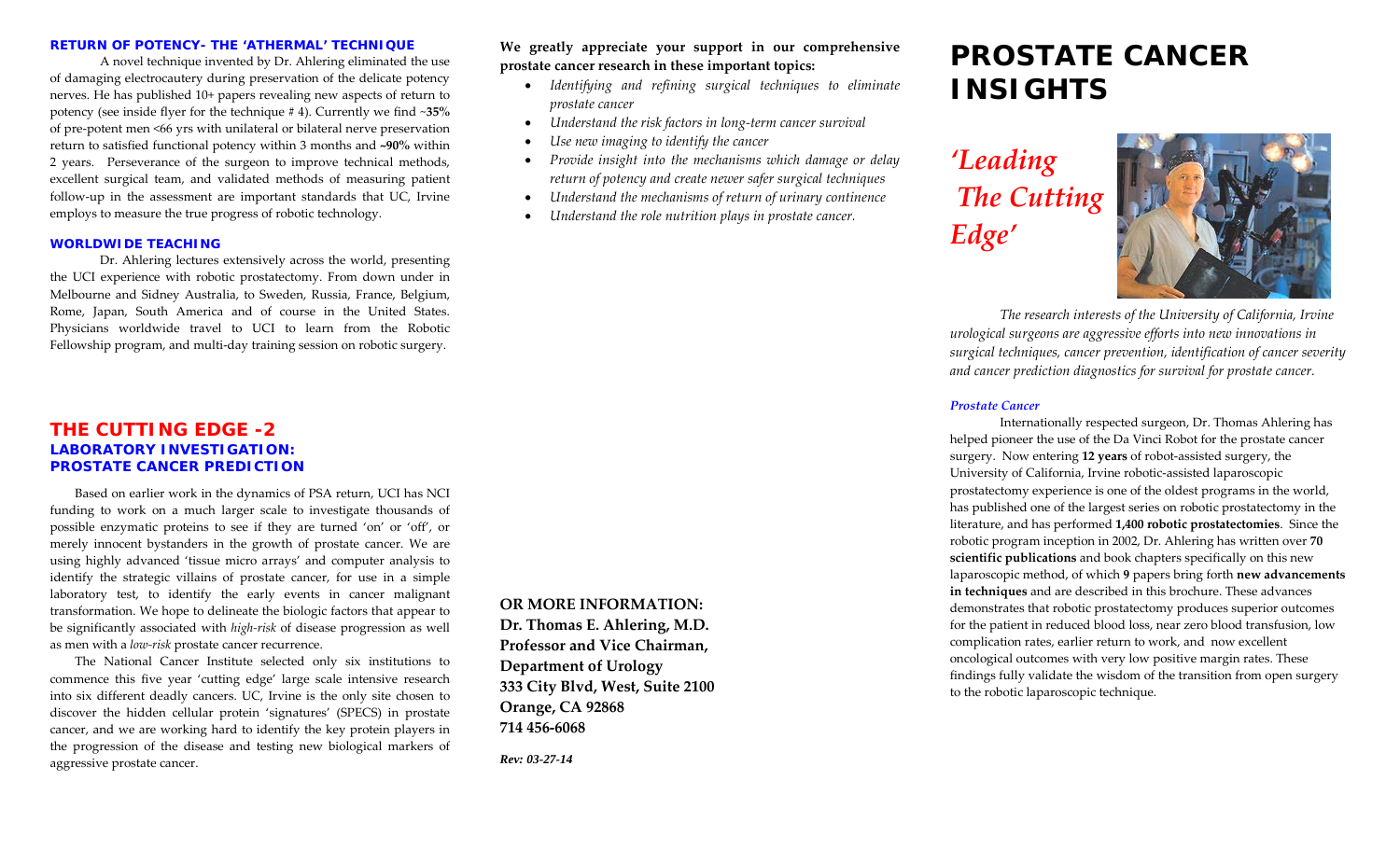### RETURN OF POTENCY- THE 'ATHERMAL' TECHNIQUE

A novel technique invented by Dr. Ahlering eliminated the use of damaging electrocautery during preservation of the delicate potency nerves. He has published 10+ papers revealing new aspects of return to potency (see inside flyer for the technique # 4). Currently we find ~**35%** of pre-potent men <66 yrs with unilateral or bilateral nerve preservation return to satisfied functional potency within 3 months and **~90%** within 2 years. Perseverance of the surgeon to improve technical methods, excellent surgical team, and validated methods of measuring patient follow-up in the assessment are important standards that UC, Irvine employs to measure the true progress of robotic technology.

### WORLDWIDE TEACHING

Dr. Ahlering lectures extensively across the world, presenting the UCI experience with robotic prostatectomy. From down under in Melbourne and Sidney Australia, to Sweden, Russia, France, Belgium, Rome, Japan, South America and of course in the United States. Physicians worldwide travel to UCI to learn from the Robotic Fellowship program, and multi-day training session on robotic surgery.

## THE CUTTING EDGE -2
### LABORATORY INVESTIGATION: PROSTATE CANCER PREDICTION

Based on earlier work in the dynamics of PSA return, UCI has NCI funding to work on a much larger scale to investigate thousands of possible enzymatic proteins to see if they are turned 'on' or 'off', or merely innocent bystanders in the growth of prostate cancer. We are using highly advanced 'tissue micro arrays' and computer analysis to identify the strategic villains of prostate cancer, for use in a simple laboratory test, to identify the early events in cancer malignant transformation. We hope to delineate the biologic factors that appear to be significantly associated with *high-risk* of disease progression as well as men with a *low-risk* prostate cancer recurrence.

The National Cancer Institute selected only six institutions to commence this five year 'cutting edge' large scale intensive research into six different deadly cancers. UC, Irvine is the only site chosen to discover the hidden cellular protein 'signatures' (SPECS) in prostate cancer, and we are working hard to identify the key protein players in the progression of the disease and testing new biological markers of aggressive prostate cancer.

**We greatly appreciate your support in our comprehensive prostate cancer research in these important topics:**

- *Identifying and refining surgical techniques to eliminate prostate cancer*
- *Understand the risk factors in long-term cancer survival*
- *Use new imaging to identify the cancer*
- *Provide insight into the mechanisms which damage or delay return of potency and create newer safer surgical techniques*
- *Understand the mechanisms of return of urinary continence*
- *Understand the role nutrition plays in prostate cancer.*

**OR MORE INFORMATION:**
**Dr. Thomas E. Ahlering, M.D.**
**Professor and Vice Chairman,**
**Department of Urology**
**333 City Blvd, West, Suite 2100**
**Orange, CA 92868**
**714 456-6068**

***Rev: 03-27-14***

# PROSTATE CANCER INSIGHTS

## *'Leading The Cutting Edge'*

*The research interests of the University of California, Irvine urological surgeons are aggressive efforts into new innovations in surgical techniques, cancer prevention, identification of cancer severity and cancer prediction diagnostics for survival for prostate cancer.*

***Prostate Cancer***

Internationally respected surgeon, Dr. Thomas Ahlering has helped pioneer the use of the Da Vinci Robot for the prostate cancer surgery. Now entering **12 years** of robot-assisted surgery, the University of California, Irvine robotic-assisted laparoscopic prostatectomy experience is one of the oldest programs in the world, has published one of the largest series on robotic prostatectomy in the literature, and has performed **1,400 robotic prostatectomies**. Since the robotic program inception in 2002, Dr. Ahlering has written over **70 scientific publications** and book chapters specifically on this new laparoscopic method, of which **9** papers bring forth **new advancements in techniques** and are described in this brochure. These advances demonstrates that robotic prostatectomy produces superior outcomes for the patient in reduced blood loss, near zero blood transfusion, low complication rates, earlier return to work, and now excellent oncological outcomes with very low positive margin rates. These findings fully validate the wisdom of the transition from open surgery to the robotic laparoscopic technique.